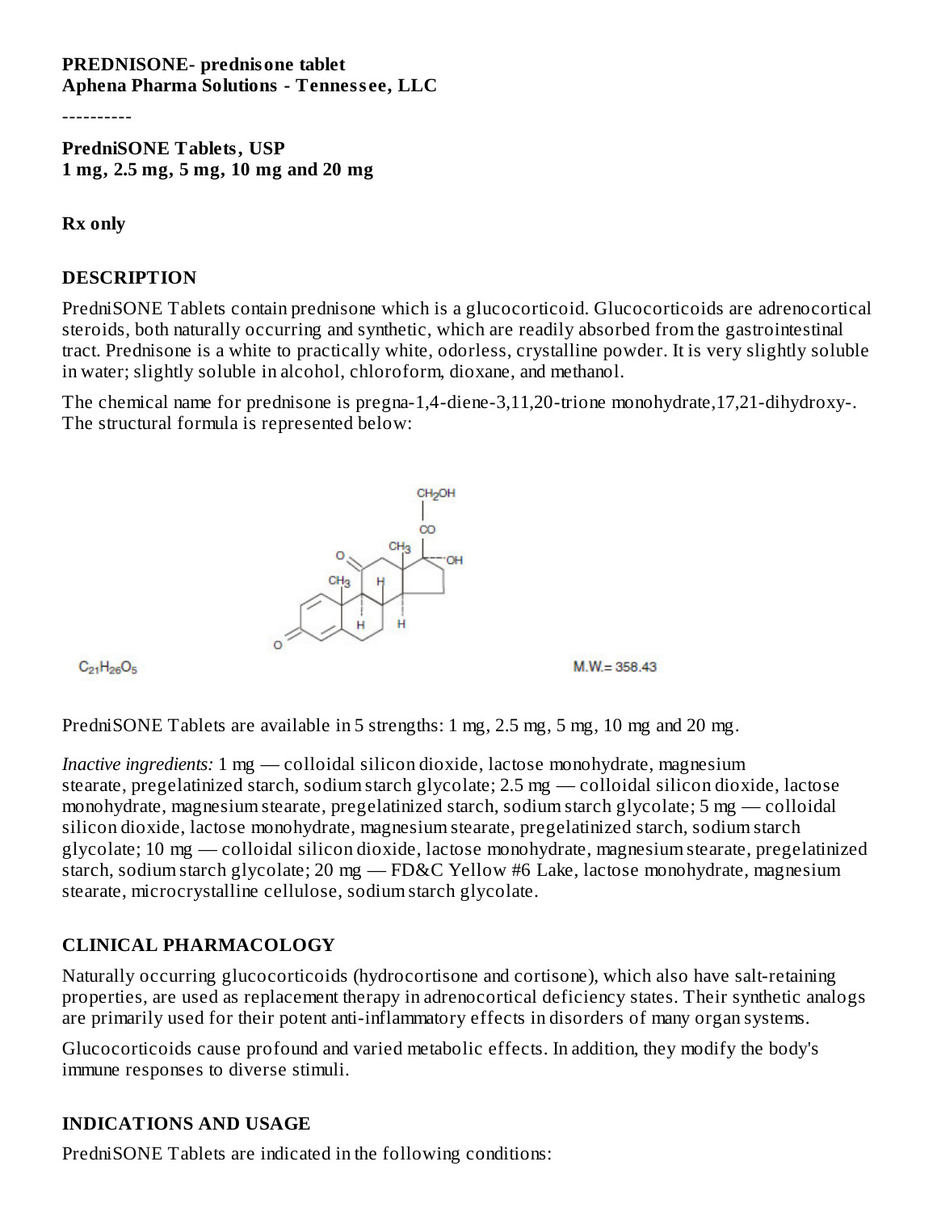**PREDNISONE- prednisone tablet**
**Aphena Pharma Solutions - Tennessee, LLC**

----------

**PredniSONE Tablets, USP**
**1 mg, 2.5 mg, 5 mg, 10 mg and 20 mg**

**Rx only**

## DESCRIPTION

PredniSONE Tablets contain prednisone which is a glucocorticoid. Glucocorticoids are adrenocortical steroids, both naturally occurring and synthetic, which are readily absorbed from the gastrointestinal tract. Prednisone is a white to practically white, odorless, crystalline powder. It is very slightly soluble in water; slightly soluble in alcohol, chloroform, dioxane, and methanol.

The chemical name for prednisone is pregna-1,4-diene-3,11,20-trione monohydrate,17,21-dihydroxy-. The structural formula is represented below:

$C_{21}H_{26}O_5$ M.W.= 358.43

PredniSONE Tablets are available in 5 strengths: 1 mg, 2.5 mg, 5 mg, 10 mg and 20 mg.

*Inactive ingredients:* 1 mg — colloidal silicon dioxide, lactose monohydrate, magnesium stearate, pregelatinized starch, sodium starch glycolate; 2.5 mg — colloidal silicon dioxide, lactose monohydrate, magnesium stearate, pregelatinized starch, sodium starch glycolate; 5 mg — colloidal silicon dioxide, lactose monohydrate, magnesium stearate, pregelatinized starch, sodium starch glycolate; 10 mg — colloidal silicon dioxide, lactose monohydrate, magnesium stearate, pregelatinized starch, sodium starch glycolate; 20 mg — FD&C Yellow #6 Lake, lactose monohydrate, magnesium stearate, microcrystalline cellulose, sodium starch glycolate.

## CLINICAL PHARMACOLOGY

Naturally occurring glucocorticoids (hydrocortisone and cortisone), which also have salt-retaining properties, are used as replacement therapy in adrenocortical deficiency states. Their synthetic analogs are primarily used for their potent anti-inflammatory effects in disorders of many organ systems.

Glucocorticoids cause profound and varied metabolic effects. In addition, they modify the body's immune responses to diverse stimuli.

## INDICATIONS AND USAGE

PredniSONE Tablets are indicated in the following conditions: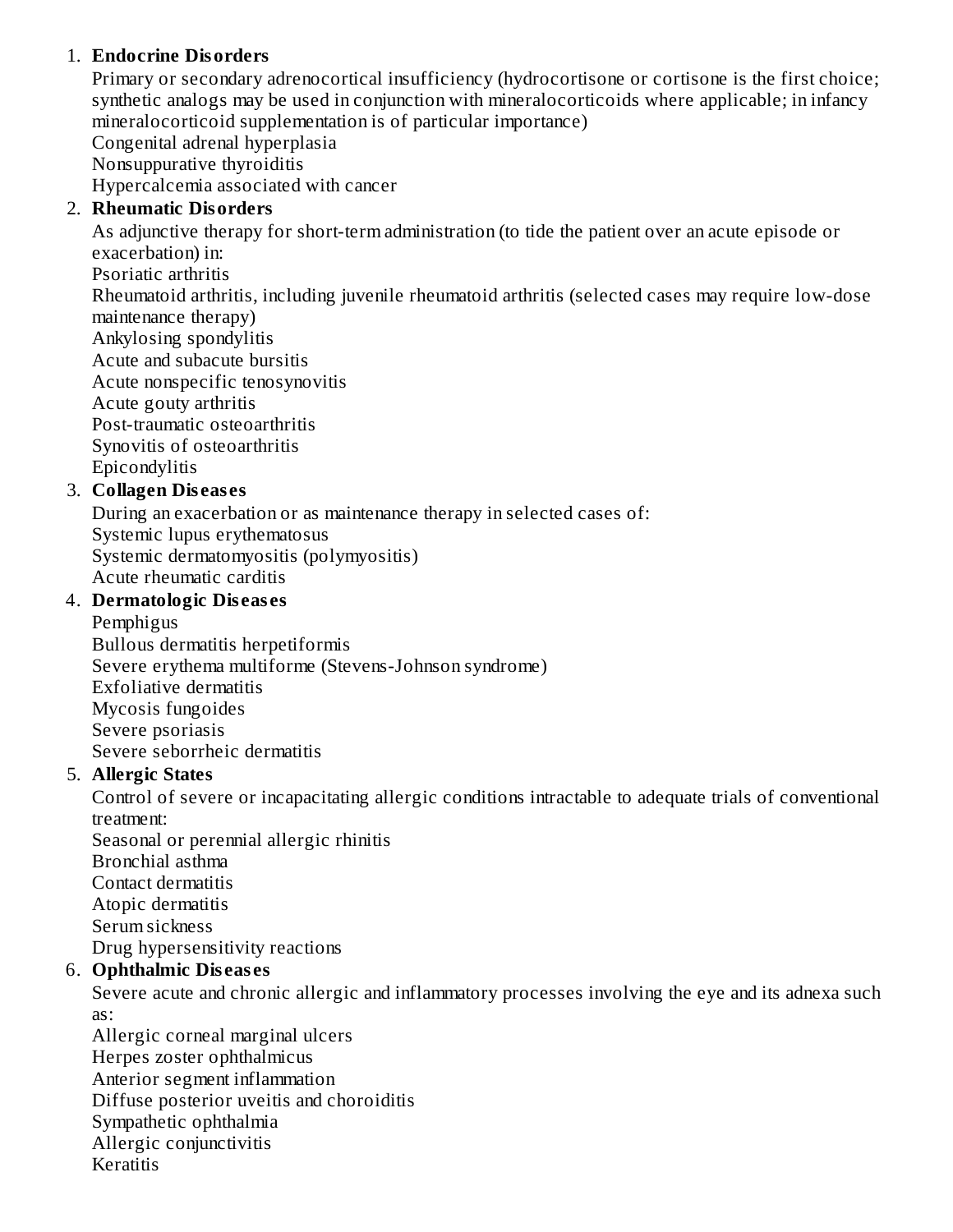1. **Endocrine Disorders**
   Primary or secondary adrenocortical insufficiency (hydrocortisone or cortisone is the first choice; synthetic analogs may be used in conjunction with mineralocorticoids where applicable; in infancy mineralocorticoid supplementation is of particular importance)
   Congenital adrenal hyperplasia
   Nonsuppurative thyroiditis
   Hypercalcemia associated with cancer
2. **Rheumatic Disorders**
   As adjunctive therapy for short-term administration (to tide the patient over an acute episode or exacerbation) in:
   Psoriatic arthritis
   Rheumatoid arthritis, including juvenile rheumatoid arthritis (selected cases may require low-dose maintenance therapy)
   Ankylosing spondylitis
   Acute and subacute bursitis
   Acute nonspecific tenosynovitis
   Acute gouty arthritis
   Post-traumatic osteoarthritis
   Synovitis of osteoarthritis
   Epicondylitis
3. **Collagen Diseases**
   During an exacerbation or as maintenance therapy in selected cases of:
   Systemic lupus erythematosus
   Systemic dermatomyositis (polymyositis)
   Acute rheumatic carditis
4. **Dermatologic Diseases**
   Pemphigus
   Bullous dermatitis herpetiformis
   Severe erythema multiforme (Stevens-Johnson syndrome)
   Exfoliative dermatitis
   Mycosis fungoides
   Severe psoriasis
   Severe seborrheic dermatitis
5. **Allergic States**
   Control of severe or incapacitating allergic conditions intractable to adequate trials of conventional treatment:
   Seasonal or perennial allergic rhinitis
   Bronchial asthma
   Contact dermatitis
   Atopic dermatitis
   Serum sickness
   Drug hypersensitivity reactions
6. **Ophthalmic Diseases**
   Severe acute and chronic allergic and inflammatory processes involving the eye and its adnexa such as:
   Allergic corneal marginal ulcers
   Herpes zoster ophthalmicus
   Anterior segment inflammation
   Diffuse posterior uveitis and choroiditis
   Sympathetic ophthalmia
   Allergic conjunctivitis
   Keratitis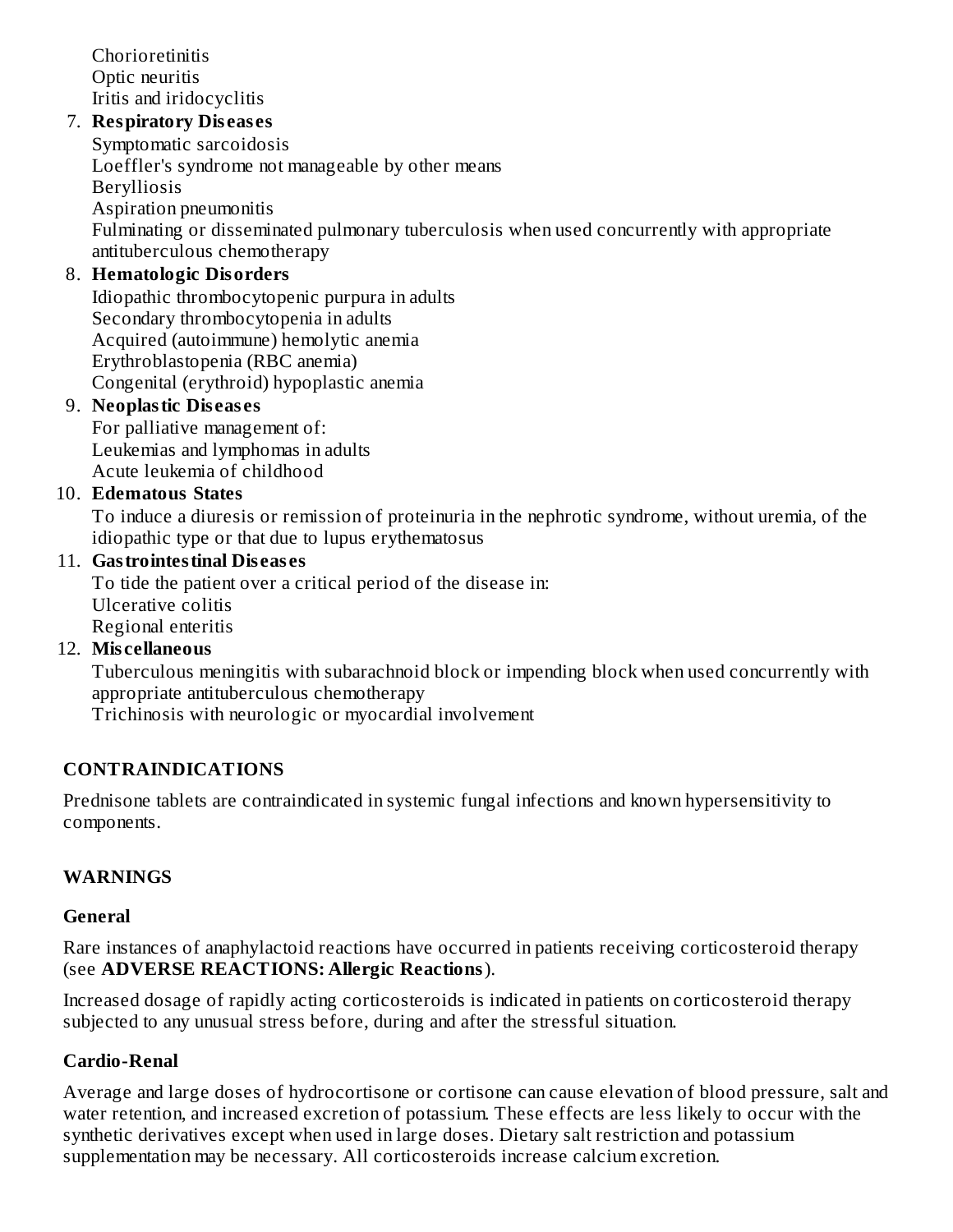Chorioretinitis
Optic neuritis
Iritis and iridocyclitis

7. **Respiratory Diseases**
   Symptomatic sarcoidosis
   Loeffler's syndrome not manageable by other means
   Berylliosis
   Aspiration pneumonitis
   Fulminating or disseminated pulmonary tuberculosis when used concurrently with appropriate antituberculous chemotherapy
8. **Hematologic Disorders**
   Idiopathic thrombocytopenic purpura in adults
   Secondary thrombocytopenia in adults
   Acquired (autoimmune) hemolytic anemia
   Erythroblastopenia (RBC anemia)
   Congenital (erythroid) hypoplastic anemia
9. **Neoplastic Diseases**
   For palliative management of:
   Leukemias and lymphomas in adults
   Acute leukemia of childhood
10. **Edematous States**
    To induce a diuresis or remission of proteinuria in the nephrotic syndrome, without uremia, of the idiopathic type or that due to lupus erythematosus
11. **Gastrointestinal Diseases**
    To tide the patient over a critical period of the disease in:
    Ulcerative colitis
    Regional enteritis
12. **Miscellaneous**
    Tuberculous meningitis with subarachnoid block or impending block when used concurrently with appropriate antituberculous chemotherapy
    Trichinosis with neurologic or myocardial involvement

## CONTRAINDICATIONS

Prednisone tablets are contraindicated in systemic fungal infections and known hypersensitivity to components.

## WARNINGS

### General

Rare instances of anaphylactoid reactions have occurred in patients receiving corticosteroid therapy (see **ADVERSE REACTIONS: Allergic Reactions**).

Increased dosage of rapidly acting corticosteroids is indicated in patients on corticosteroid therapy subjected to any unusual stress before, during and after the stressful situation.

### Cardio-Renal

Average and large doses of hydrocortisone or cortisone can cause elevation of blood pressure, salt and water retention, and increased excretion of potassium. These effects are less likely to occur with the synthetic derivatives except when used in large doses. Dietary salt restriction and potassium supplementation may be necessary. All corticosteroids increase calcium excretion.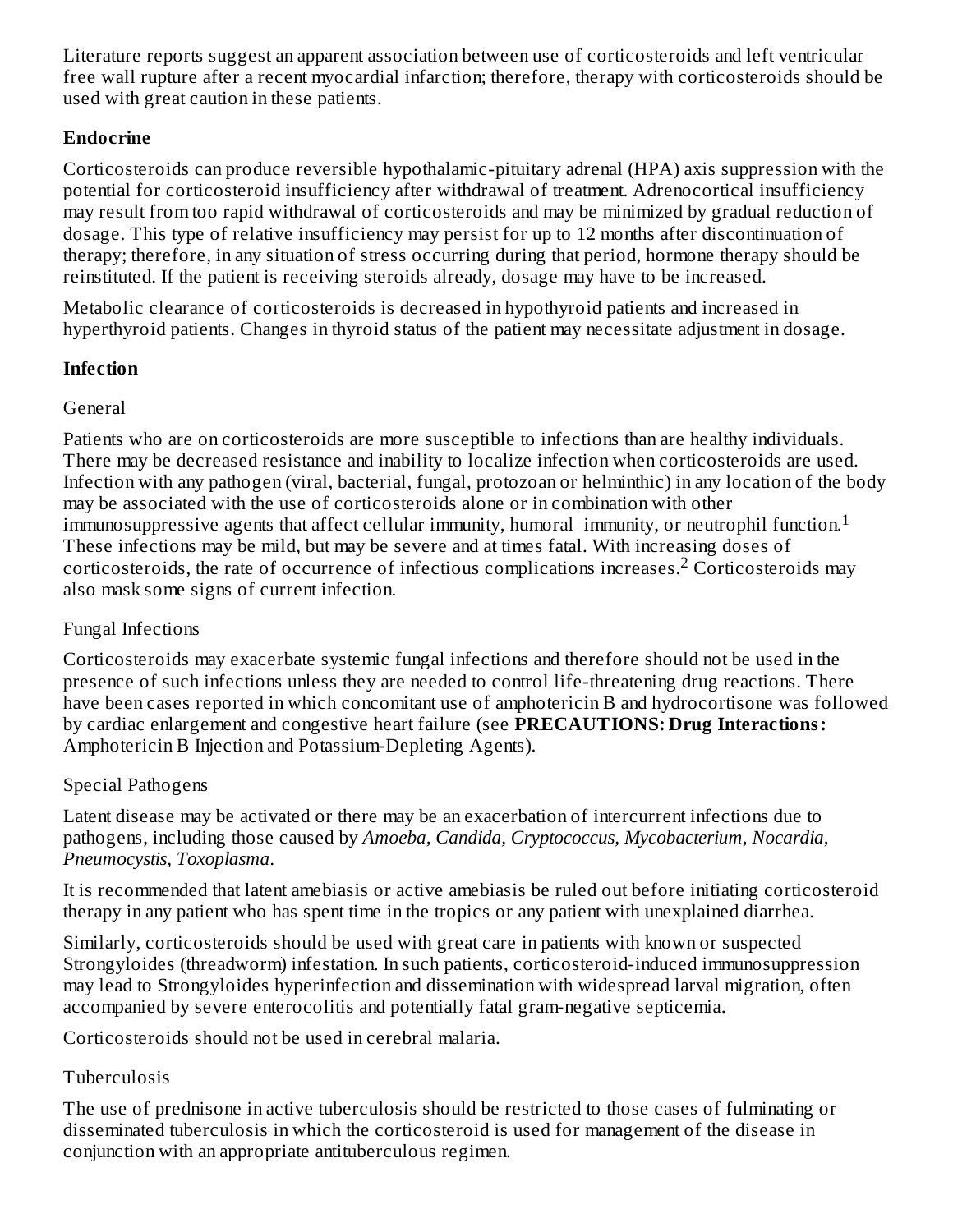Literature reports suggest an apparent association between use of corticosteroids and left ventricular free wall rupture after a recent myocardial infarction; therefore, therapy with corticosteroids should be used with great caution in these patients.

**Endocrine**

Corticosteroids can produce reversible hypothalamic-pituitary adrenal (HPA) axis suppression with the potential for corticosteroid insufficiency after withdrawal of treatment. Adrenocortical insufficiency may result from too rapid withdrawal of corticosteroids and may be minimized by gradual reduction of dosage. This type of relative insufficiency may persist for up to 12 months after discontinuation of therapy; therefore, in any situation of stress occurring during that period, hormone therapy should be reinstituted. If the patient is receiving steroids already, dosage may have to be increased.

Metabolic clearance of corticosteroids is decreased in hypothyroid patients and increased in hyperthyroid patients. Changes in thyroid status of the patient may necessitate adjustment in dosage.

**Infection**

General

Patients who are on corticosteroids are more susceptible to infections than are healthy individuals. There may be decreased resistance and inability to localize infection when corticosteroids are used. Infection with any pathogen (viral, bacterial, fungal, protozoan or helminthic) in any location of the body may be associated with the use of corticosteroids alone or in combination with other immunosuppressive agents that affect cellular immunity, humoral immunity, or neutrophil function.[1] These infections may be mild, but may be severe and at times fatal. With increasing doses of corticosteroids, the rate of occurrence of infectious complications increases.[2] Corticosteroids may also mask some signs of current infection.

Fungal Infections

Corticosteroids may exacerbate systemic fungal infections and therefore should not be used in the presence of such infections unless they are needed to control life-threatening drug reactions. There have been cases reported in which concomitant use of amphotericin B and hydrocortisone was followed by cardiac enlargement and congestive heart failure (see **PRECAUTIONS: Drug Interactions:** Amphotericin B Injection and Potassium-Depleting Agents).

Special Pathogens

Latent disease may be activated or there may be an exacerbation of intercurrent infections due to pathogens, including those caused by *Amoeba, Candida, Cryptococcus, Mycobacterium, Nocardia, Pneumocystis, Toxoplasma*.

It is recommended that latent amebiasis or active amebiasis be ruled out before initiating corticosteroid therapy in any patient who has spent time in the tropics or any patient with unexplained diarrhea.

Similarly, corticosteroids should be used with great care in patients with known or suspected Strongyloides (threadworm) infestation. In such patients, corticosteroid-induced immunosuppression may lead to Strongyloides hyperinfection and dissemination with widespread larval migration, often accompanied by severe enterocolitis and potentially fatal gram-negative septicemia.

Corticosteroids should not be used in cerebral malaria.

Tuberculosis

The use of prednisone in active tuberculosis should be restricted to those cases of fulminating or disseminated tuberculosis in which the corticosteroid is used for management of the disease in conjunction with an appropriate antituberculous regimen.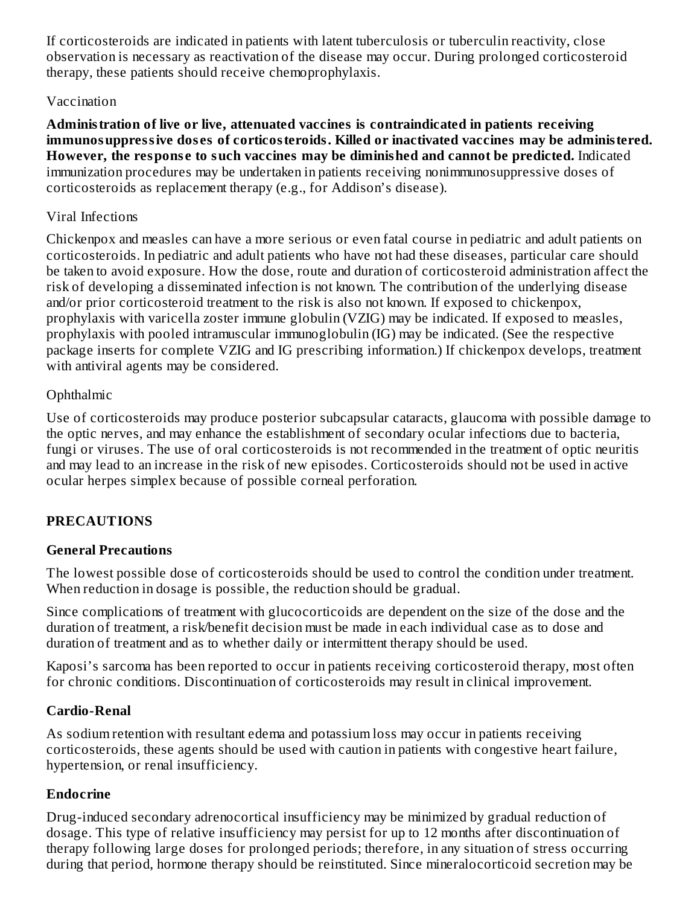If corticosteroids are indicated in patients with latent tuberculosis or tuberculin reactivity, close observation is necessary as reactivation of the disease may occur. During prolonged corticosteroid therapy, these patients should receive chemoprophylaxis.

Vaccination

**Administration of live or live, attenuated vaccines is contraindicated in patients receiving immunosuppressive doses of corticosteroids. Killed or inactivated vaccines may be administered. However, the response to such vaccines may be diminished and cannot be predicted.** Indicated immunization procedures may be undertaken in patients receiving nonimmunosuppressive doses of corticosteroids as replacement therapy (e.g., for Addison's disease).

Viral Infections

Chickenpox and measles can have a more serious or even fatal course in pediatric and adult patients on corticosteroids. In pediatric and adult patients who have not had these diseases, particular care should be taken to avoid exposure. How the dose, route and duration of corticosteroid administration affect the risk of developing a disseminated infection is not known. The contribution of the underlying disease and/or prior corticosteroid treatment to the risk is also not known. If exposed to chickenpox, prophylaxis with varicella zoster immune globulin (VZIG) may be indicated. If exposed to measles, prophylaxis with pooled intramuscular immunoglobulin (IG) may be indicated. (See the respective package inserts for complete VZIG and IG prescribing information.) If chickenpox develops, treatment with antiviral agents may be considered.

Ophthalmic

Use of corticosteroids may produce posterior subcapsular cataracts, glaucoma with possible damage to the optic nerves, and may enhance the establishment of secondary ocular infections due to bacteria, fungi or viruses. The use of oral corticosteroids is not recommended in the treatment of optic neuritis and may lead to an increase in the risk of new episodes. Corticosteroids should not be used in active ocular herpes simplex because of possible corneal perforation.

## PRECAUTIONS

### General Precautions

The lowest possible dose of corticosteroids should be used to control the condition under treatment. When reduction in dosage is possible, the reduction should be gradual.

Since complications of treatment with glucocorticoids are dependent on the size of the dose and the duration of treatment, a risk/benefit decision must be made in each individual case as to dose and duration of treatment and as to whether daily or intermittent therapy should be used.

Kaposi's sarcoma has been reported to occur in patients receiving corticosteroid therapy, most often for chronic conditions. Discontinuation of corticosteroids may result in clinical improvement.

### Cardio-Renal

As sodium retention with resultant edema and potassium loss may occur in patients receiving corticosteroids, these agents should be used with caution in patients with congestive heart failure, hypertension, or renal insufficiency.

### Endocrine

Drug-induced secondary adrenocortical insufficiency may be minimized by gradual reduction of dosage. This type of relative insufficiency may persist for up to 12 months after discontinuation of therapy following large doses for prolonged periods; therefore, in any situation of stress occurring during that period, hormone therapy should be reinstituted. Since mineralocorticoid secretion may be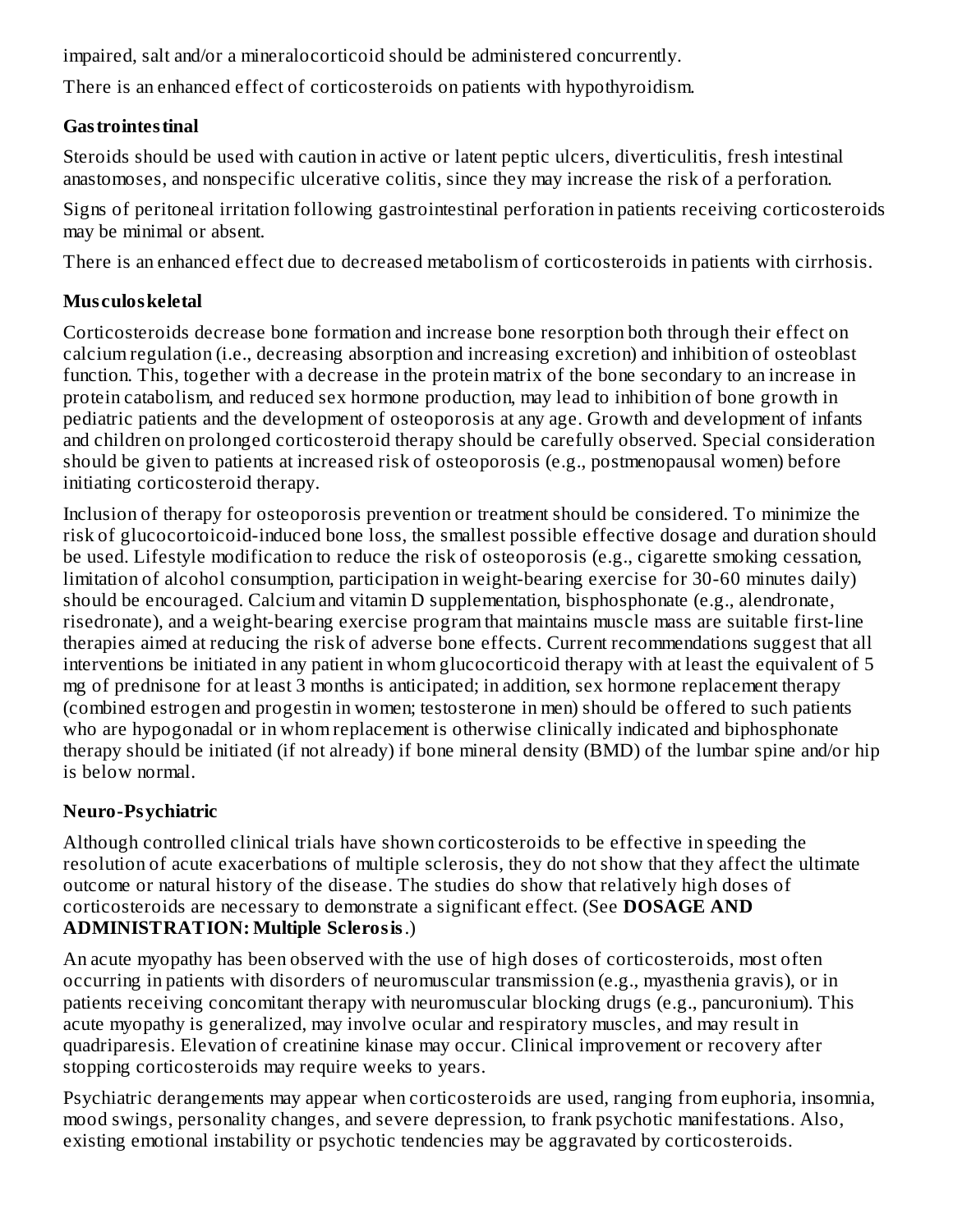impaired, salt and/or a mineralocorticoid should be administered concurrently.

There is an enhanced effect of corticosteroids on patients with hypothyroidism.

**Gastrointestinal**

Steroids should be used with caution in active or latent peptic ulcers, diverticulitis, fresh intestinal anastomoses, and nonspecific ulcerative colitis, since they may increase the risk of a perforation.

Signs of peritoneal irritation following gastrointestinal perforation in patients receiving corticosteroids may be minimal or absent.

There is an enhanced effect due to decreased metabolism of corticosteroids in patients with cirrhosis.

**Musculoskeletal**

Corticosteroids decrease bone formation and increase bone resorption both through their effect on calcium regulation (i.e., decreasing absorption and increasing excretion) and inhibition of osteoblast function. This, together with a decrease in the protein matrix of the bone secondary to an increase in protein catabolism, and reduced sex hormone production, may lead to inhibition of bone growth in pediatric patients and the development of osteoporosis at any age. Growth and development of infants and children on prolonged corticosteroid therapy should be carefully observed. Special consideration should be given to patients at increased risk of osteoporosis (e.g., postmenopausal women) before initiating corticosteroid therapy.

Inclusion of therapy for osteoporosis prevention or treatment should be considered. To minimize the risk of glucocortoicoid-induced bone loss, the smallest possible effective dosage and duration should be used. Lifestyle modification to reduce the risk of osteoporosis (e.g., cigarette smoking cessation, limitation of alcohol consumption, participation in weight-bearing exercise for 30-60 minutes daily) should be encouraged. Calcium and vitamin D supplementation, bisphosphonate (e.g., alendronate, risedronate), and a weight-bearing exercise program that maintains muscle mass are suitable first-line therapies aimed at reducing the risk of adverse bone effects. Current recommendations suggest that all interventions be initiated in any patient in whom glucocorticoid therapy with at least the equivalent of 5 mg of prednisone for at least 3 months is anticipated; in addition, sex hormone replacement therapy (combined estrogen and progestin in women; testosterone in men) should be offered to such patients who are hypogonadal or in whom replacement is otherwise clinically indicated and biphosphonate therapy should be initiated (if not already) if bone mineral density (BMD) of the lumbar spine and/or hip is below normal.

**Neuro-Psychiatric**

Although controlled clinical trials have shown corticosteroids to be effective in speeding the resolution of acute exacerbations of multiple sclerosis, they do not show that they affect the ultimate outcome or natural history of the disease. The studies do show that relatively high doses of corticosteroids are necessary to demonstrate a significant effect. (See **DOSAGE AND ADMINISTRATION: Multiple Sclerosis**.)

An acute myopathy has been observed with the use of high doses of corticosteroids, most often occurring in patients with disorders of neuromuscular transmission (e.g., myasthenia gravis), or in patients receiving concomitant therapy with neuromuscular blocking drugs (e.g., pancuronium). This acute myopathy is generalized, may involve ocular and respiratory muscles, and may result in quadriparesis. Elevation of creatinine kinase may occur. Clinical improvement or recovery after stopping corticosteroids may require weeks to years.

Psychiatric derangements may appear when corticosteroids are used, ranging from euphoria, insomnia, mood swings, personality changes, and severe depression, to frank psychotic manifestations. Also, existing emotional instability or psychotic tendencies may be aggravated by corticosteroids.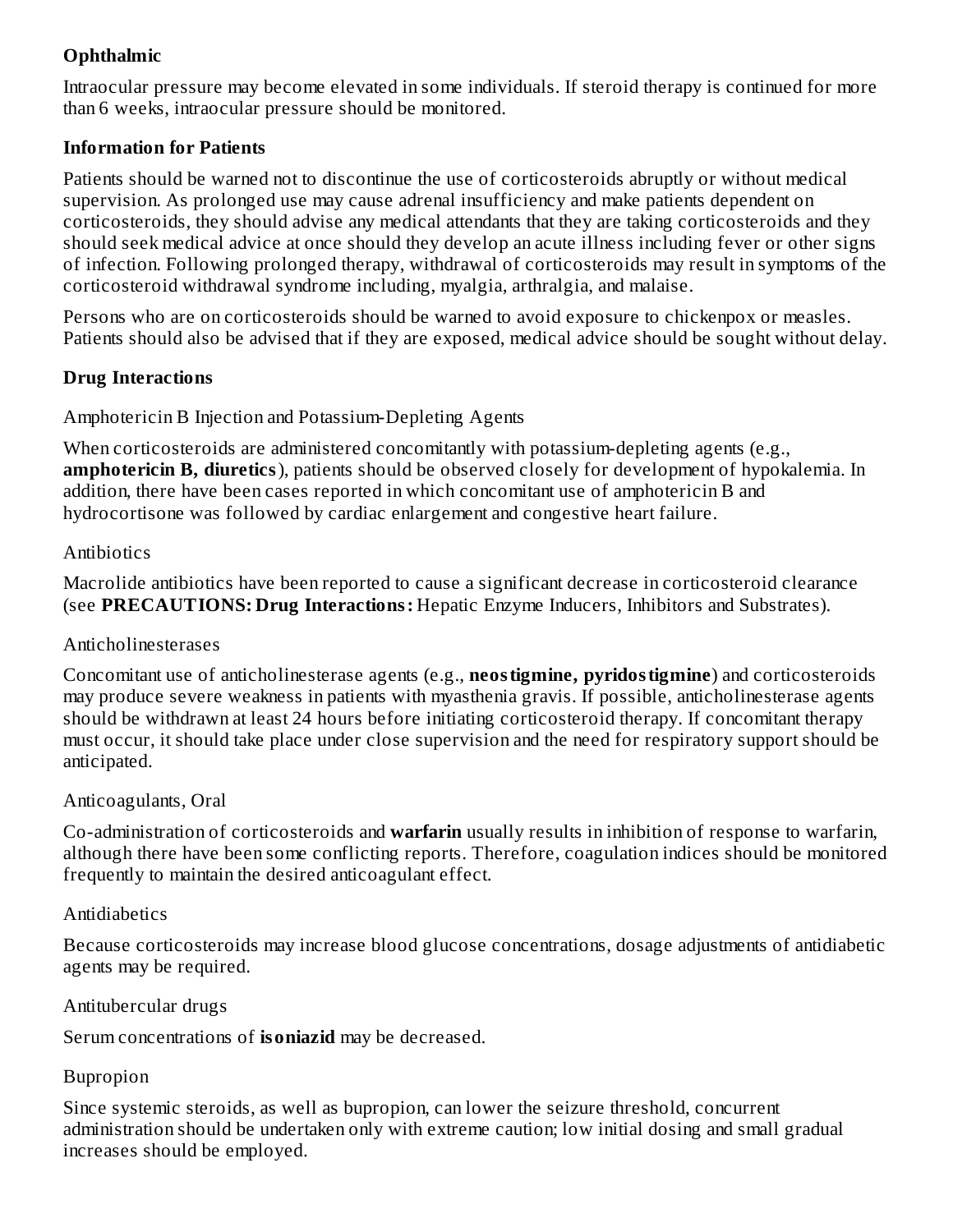**Ophthalmic**

Intraocular pressure may become elevated in some individuals. If steroid therapy is continued for more than 6 weeks, intraocular pressure should be monitored.

**Information for Patients**

Patients should be warned not to discontinue the use of corticosteroids abruptly or without medical supervision. As prolonged use may cause adrenal insufficiency and make patients dependent on corticosteroids, they should advise any medical attendants that they are taking corticosteroids and they should seek medical advice at once should they develop an acute illness including fever or other signs of infection. Following prolonged therapy, withdrawal of corticosteroids may result in symptoms of the corticosteroid withdrawal syndrome including, myalgia, arthralgia, and malaise.

Persons who are on corticosteroids should be warned to avoid exposure to chickenpox or measles. Patients should also be advised that if they are exposed, medical advice should be sought without delay.

**Drug Interactions**

Amphotericin B Injection and Potassium-Depleting Agents

When corticosteroids are administered concomitantly with potassium-depleting agents (e.g., **amphotericin B, diuretics**), patients should be observed closely for development of hypokalemia. In addition, there have been cases reported in which concomitant use of amphotericin B and hydrocortisone was followed by cardiac enlargement and congestive heart failure.

Antibiotics

Macrolide antibiotics have been reported to cause a significant decrease in corticosteroid clearance (see **PRECAUTIONS: Drug Interactions:** Hepatic Enzyme Inducers, Inhibitors and Substrates).

Anticholinesterases

Concomitant use of anticholinesterase agents (e.g., **neostigmine, pyridostigmine**) and corticosteroids may produce severe weakness in patients with myasthenia gravis. If possible, anticholinesterase agents should be withdrawn at least 24 hours before initiating corticosteroid therapy. If concomitant therapy must occur, it should take place under close supervision and the need for respiratory support should be anticipated.

Anticoagulants, Oral

Co-administration of corticosteroids and **warfarin** usually results in inhibition of response to warfarin, although there have been some conflicting reports. Therefore, coagulation indices should be monitored frequently to maintain the desired anticoagulant effect.

Antidiabetics

Because corticosteroids may increase blood glucose concentrations, dosage adjustments of antidiabetic agents may be required.

Antitubercular drugs

Serum concentrations of **isoniazid** may be decreased.

Bupropion

Since systemic steroids, as well as bupropion, can lower the seizure threshold, concurrent administration should be undertaken only with extreme caution; low initial dosing and small gradual increases should be employed.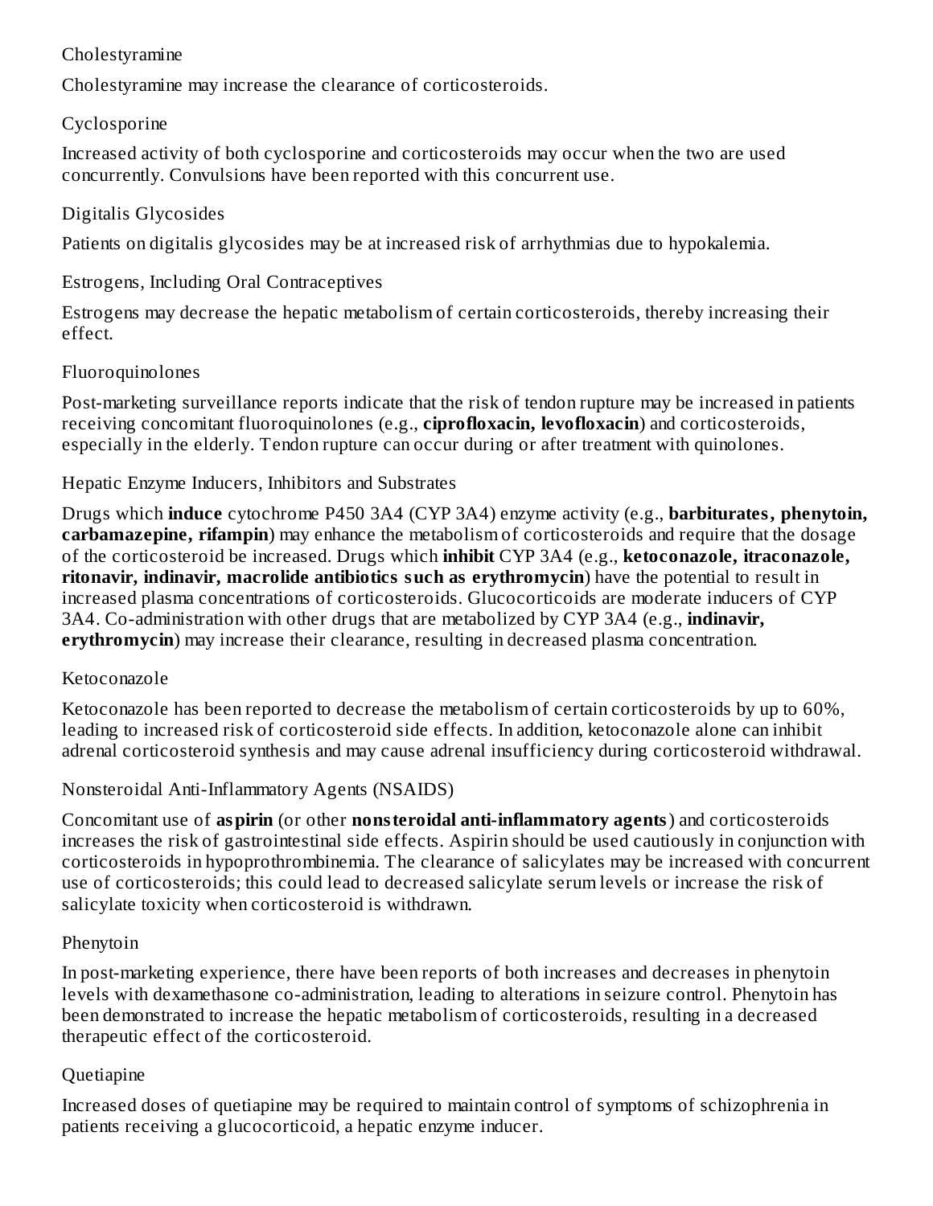### Cholestyramine

Cholestyramine may increase the clearance of corticosteroids.

### Cyclosporine

Increased activity of both cyclosporine and corticosteroids may occur when the two are used concurrently. Convulsions have been reported with this concurrent use.

### Digitalis Glycosides

Patients on digitalis glycosides may be at increased risk of arrhythmias due to hypokalemia.

### Estrogens, Including Oral Contraceptives

Estrogens may decrease the hepatic metabolism of certain corticosteroids, thereby increasing their effect.

### Fluoroquinolones

Post-marketing surveillance reports indicate that the risk of tendon rupture may be increased in patients receiving concomitant fluoroquinolones (e.g., **ciprofloxacin, levofloxacin**) and corticosteroids, especially in the elderly. Tendon rupture can occur during or after treatment with quinolones.

### Hepatic Enzyme Inducers, Inhibitors and Substrates

Drugs which **induce** cytochrome P450 3A4 (CYP 3A4) enzyme activity (e.g., **barbiturates, phenytoin, carbamazepine, rifampin**) may enhance the metabolism of corticosteroids and require that the dosage of the corticosteroid be increased. Drugs which **inhibit** CYP 3A4 (e.g., **ketoconazole, itraconazole, ritonavir, indinavir, macrolide antibiotics such as erythromycin**) have the potential to result in increased plasma concentrations of corticosteroids. Glucocorticoids are moderate inducers of CYP 3A4. Co-administration with other drugs that are metabolized by CYP 3A4 (e.g., **indinavir, erythromycin**) may increase their clearance, resulting in decreased plasma concentration.

### Ketoconazole

Ketoconazole has been reported to decrease the metabolism of certain corticosteroids by up to 60%, leading to increased risk of corticosteroid side effects. In addition, ketoconazole alone can inhibit adrenal corticosteroid synthesis and may cause adrenal insufficiency during corticosteroid withdrawal.

### Nonsteroidal Anti-Inflammatory Agents (NSAIDS)

Concomitant use of **aspirin** (or other **nonsteroidal anti-inflammatory agents**) and corticosteroids increases the risk of gastrointestinal side effects. Aspirin should be used cautiously in conjunction with corticosteroids in hypoprothrombinemia. The clearance of salicylates may be increased with concurrent use of corticosteroids; this could lead to decreased salicylate serum levels or increase the risk of salicylate toxicity when corticosteroid is withdrawn.

### Phenytoin

In post-marketing experience, there have been reports of both increases and decreases in phenytoin levels with dexamethasone co-administration, leading to alterations in seizure control. Phenytoin has been demonstrated to increase the hepatic metabolism of corticosteroids, resulting in a decreased therapeutic effect of the corticosteroid.

### Quetiapine

Increased doses of quetiapine may be required to maintain control of symptoms of schizophrenia in patients receiving a glucocorticoid, a hepatic enzyme inducer.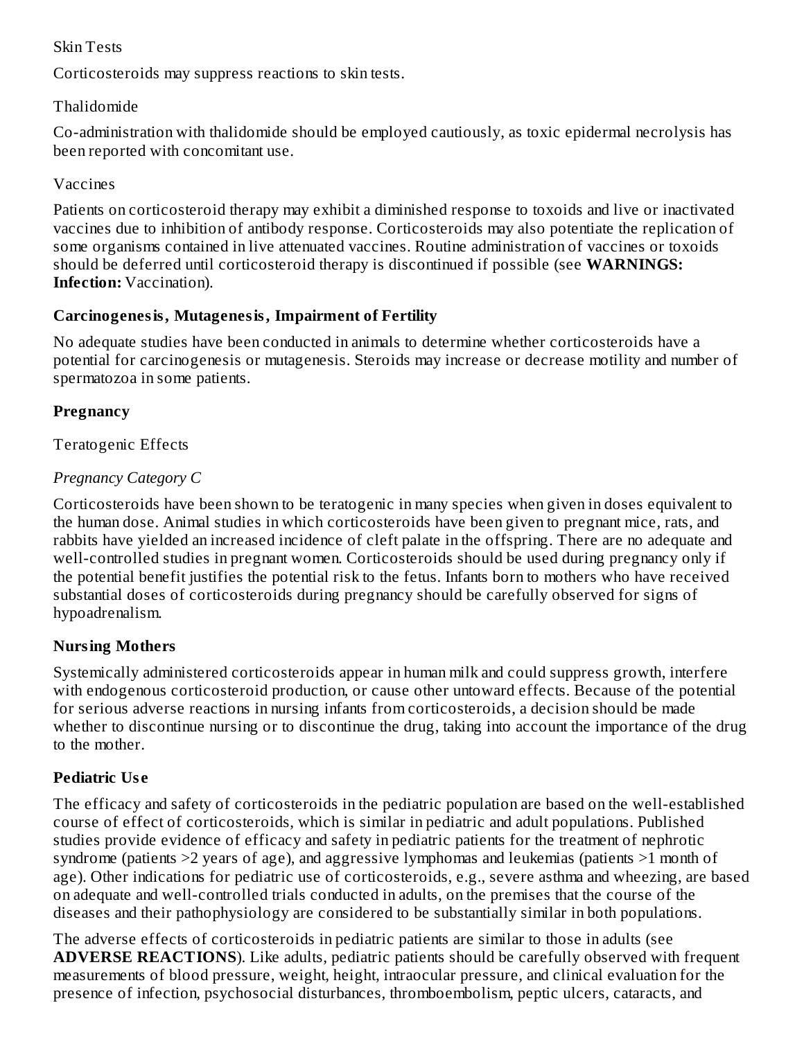Skin Tests

Corticosteroids may suppress reactions to skin tests.

Thalidomide

Co-administration with thalidomide should be employed cautiously, as toxic epidermal necrolysis has been reported with concomitant use.

Vaccines

Patients on corticosteroid therapy may exhibit a diminished response to toxoids and live or inactivated vaccines due to inhibition of antibody response. Corticosteroids may also potentiate the replication of some organisms contained in live attenuated vaccines. Routine administration of vaccines or toxoids should be deferred until corticosteroid therapy is discontinued if possible (see **WARNINGS: Infection:** Vaccination).

**Carcinogenesis, Mutagenesis, Impairment of Fertility**

No adequate studies have been conducted in animals to determine whether corticosteroids have a potential for carcinogenesis or mutagenesis. Steroids may increase or decrease motility and number of spermatozoa in some patients.

**Pregnancy**

Teratogenic Effects

*Pregnancy Category C*

Corticosteroids have been shown to be teratogenic in many species when given in doses equivalent to the human dose. Animal studies in which corticosteroids have been given to pregnant mice, rats, and rabbits have yielded an increased incidence of cleft palate in the offspring. There are no adequate and well-controlled studies in pregnant women. Corticosteroids should be used during pregnancy only if the potential benefit justifies the potential risk to the fetus. Infants born to mothers who have received substantial doses of corticosteroids during pregnancy should be carefully observed for signs of hypoadrenalism.

**Nursing Mothers**

Systemically administered corticosteroids appear in human milk and could suppress growth, interfere with endogenous corticosteroid production, or cause other untoward effects. Because of the potential for serious adverse reactions in nursing infants from corticosteroids, a decision should be made whether to discontinue nursing or to discontinue the drug, taking into account the importance of the drug to the mother.

**Pediatric Use**

The efficacy and safety of corticosteroids in the pediatric population are based on the well-established course of effect of corticosteroids, which is similar in pediatric and adult populations. Published studies provide evidence of efficacy and safety in pediatric patients for the treatment of nephrotic syndrome (patients >2 years of age), and aggressive lymphomas and leukemias (patients >1 month of age). Other indications for pediatric use of corticosteroids, e.g., severe asthma and wheezing, are based on adequate and well-controlled trials conducted in adults, on the premises that the course of the diseases and their pathophysiology are considered to be substantially similar in both populations.

The adverse effects of corticosteroids in pediatric patients are similar to those in adults (see **ADVERSE REACTIONS**). Like adults, pediatric patients should be carefully observed with frequent measurements of blood pressure, weight, height, intraocular pressure, and clinical evaluation for the presence of infection, psychosocial disturbances, thromboembolism, peptic ulcers, cataracts, and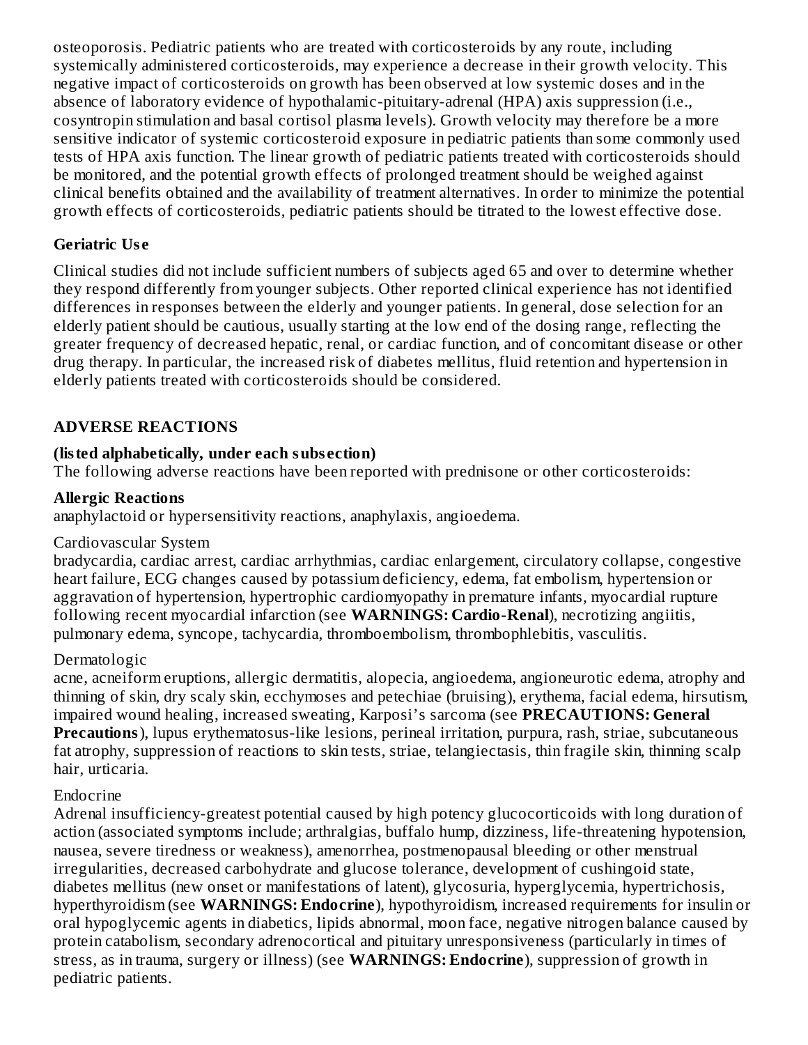osteoporosis. Pediatric patients who are treated with corticosteroids by any route, including systemically administered corticosteroids, may experience a decrease in their growth velocity. This negative impact of corticosteroids on growth has been observed at low systemic doses and in the absence of laboratory evidence of hypothalamic-pituitary-adrenal (HPA) axis suppression (i.e., cosyntropin stimulation and basal cortisol plasma levels). Growth velocity may therefore be a more sensitive indicator of systemic corticosteroid exposure in pediatric patients than some commonly used tests of HPA axis function. The linear growth of pediatric patients treated with corticosteroids should be monitored, and the potential growth effects of prolonged treatment should be weighed against clinical benefits obtained and the availability of treatment alternatives. In order to minimize the potential growth effects of corticosteroids, pediatric patients should be titrated to the lowest effective dose.

### Geriatric Use

Clinical studies did not include sufficient numbers of subjects aged 65 and over to determine whether they respond differently from younger subjects. Other reported clinical experience has not identified differences in responses between the elderly and younger patients. In general, dose selection for an elderly patient should be cautious, usually starting at the low end of the dosing range, reflecting the greater frequency of decreased hepatic, renal, or cardiac function, and of concomitant disease or other drug therapy. In particular, the increased risk of diabetes mellitus, fluid retention and hypertension in elderly patients treated with corticosteroids should be considered.

## ADVERSE REACTIONS

**(listed alphabetically, under each subsection)**

The following adverse reactions have been reported with prednisone or other corticosteroids:

**Allergic Reactions**

anaphylactoid or hypersensitivity reactions, anaphylaxis, angioedema.

Cardiovascular System

bradycardia, cardiac arrest, cardiac arrhythmias, cardiac enlargement, circulatory collapse, congestive heart failure, ECG changes caused by potassium deficiency, edema, fat embolism, hypertension or aggravation of hypertension, hypertrophic cardiomyopathy in premature infants, myocardial rupture following recent myocardial infarction (see **WARNINGS: Cardio-Renal**), necrotizing angiitis, pulmonary edema, syncope, tachycardia, thromboembolism, thrombophlebitis, vasculitis.

Dermatologic

acne, acneiform eruptions, allergic dermatitis, alopecia, angioedema, angioneurotic edema, atrophy and thinning of skin, dry scaly skin, ecchymoses and petechiae (bruising), erythema, facial edema, hirsutism, impaired wound healing, increased sweating, Karposi's sarcoma (see **PRECAUTIONS: General Precautions**), lupus erythematosus-like lesions, perineal irritation, purpura, rash, striae, subcutaneous fat atrophy, suppression of reactions to skin tests, striae, telangiectasis, thin fragile skin, thinning scalp hair, urticaria.

Endocrine

Adrenal insufficiency-greatest potential caused by high potency glucocorticoids with long duration of action (associated symptoms include; arthralgias, buffalo hump, dizziness, life-threatening hypotension, nausea, severe tiredness or weakness), amenorrhea, postmenopausal bleeding or other menstrual irregularities, decreased carbohydrate and glucose tolerance, development of cushingoid state, diabetes mellitus (new onset or manifestations of latent), glycosuria, hyperglycemia, hypertrichosis, hyperthyroidism (see **WARNINGS: Endocrine**), hypothyroidism, increased requirements for insulin or oral hypoglycemic agents in diabetics, lipids abnormal, moon face, negative nitrogen balance caused by protein catabolism, secondary adrenocortical and pituitary unresponsiveness (particularly in times of stress, as in trauma, surgery or illness) (see **WARNINGS: Endocrine**), suppression of growth in pediatric patients.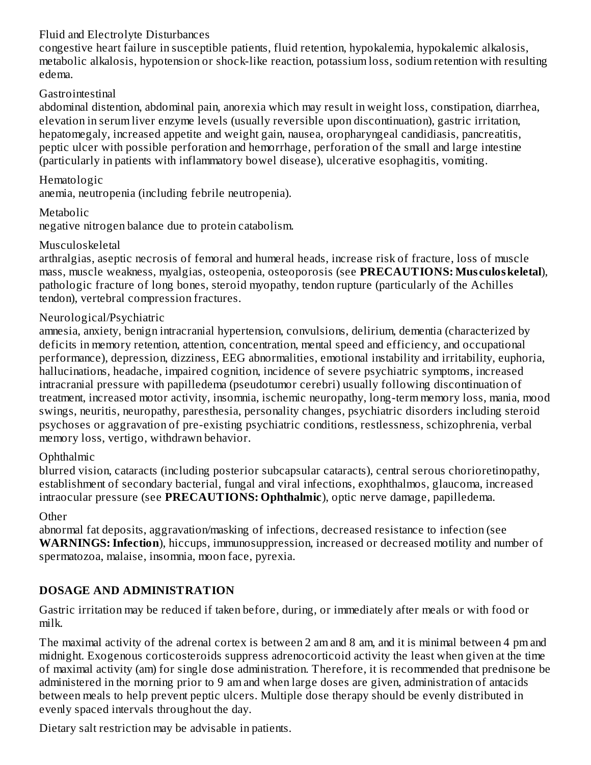Fluid and Electrolyte Disturbances

congestive heart failure in susceptible patients, fluid retention, hypokalemia, hypokalemic alkalosis, metabolic alkalosis, hypotension or shock-like reaction, potassium loss, sodium retention with resulting edema.

Gastrointestinal

abdominal distention, abdominal pain, anorexia which may result in weight loss, constipation, diarrhea, elevation in serum liver enzyme levels (usually reversible upon discontinuation), gastric irritation, hepatomegaly, increased appetite and weight gain, nausea, oropharyngeal candidiasis, pancreatitis, peptic ulcer with possible perforation and hemorrhage, perforation of the small and large intestine (particularly in patients with inflammatory bowel disease), ulcerative esophagitis, vomiting.

Hematologic

anemia, neutropenia (including febrile neutropenia).

Metabolic

negative nitrogen balance due to protein catabolism.

Musculoskeletal

arthralgias, aseptic necrosis of femoral and humeral heads, increase risk of fracture, loss of muscle mass, muscle weakness, myalgias, osteopenia, osteoporosis (see **PRECAUTIONS: Musculoskeletal**), pathologic fracture of long bones, steroid myopathy, tendon rupture (particularly of the Achilles tendon), vertebral compression fractures.

Neurological/Psychiatric

amnesia, anxiety, benign intracranial hypertension, convulsions, delirium, dementia (characterized by deficits in memory retention, attention, concentration, mental speed and efficiency, and occupational performance), depression, dizziness, EEG abnormalities, emotional instability and irritability, euphoria, hallucinations, headache, impaired cognition, incidence of severe psychiatric symptoms, increased intracranial pressure with papilledema (pseudotumor cerebri) usually following discontinuation of treatment, increased motor activity, insomnia, ischemic neuropathy, long-term memory loss, mania, mood swings, neuritis, neuropathy, paresthesia, personality changes, psychiatric disorders including steroid psychoses or aggravation of pre-existing psychiatric conditions, restlessness, schizophrenia, verbal memory loss, vertigo, withdrawn behavior.

Ophthalmic

blurred vision, cataracts (including posterior subcapsular cataracts), central serous chorioretinopathy, establishment of secondary bacterial, fungal and viral infections, exophthalmos, glaucoma, increased intraocular pressure (see **PRECAUTIONS: Ophthalmic**), optic nerve damage, papilledema.

Other

abnormal fat deposits, aggravation/masking of infections, decreased resistance to infection (see **WARNINGS: Infection**), hiccups, immunosuppression, increased or decreased motility and number of spermatozoa, malaise, insomnia, moon face, pyrexia.

## DOSAGE AND ADMINISTRATION

Gastric irritation may be reduced if taken before, during, or immediately after meals or with food or milk.

The maximal activity of the adrenal cortex is between 2 am and 8 am, and it is minimal between 4 pm and midnight. Exogenous corticosteroids suppress adrenocorticoid activity the least when given at the time of maximal activity (am) for single dose administration. Therefore, it is recommended that prednisone be administered in the morning prior to 9 am and when large doses are given, administration of antacids between meals to help prevent peptic ulcers. Multiple dose therapy should be evenly distributed in evenly spaced intervals throughout the day.

Dietary salt restriction may be advisable in patients.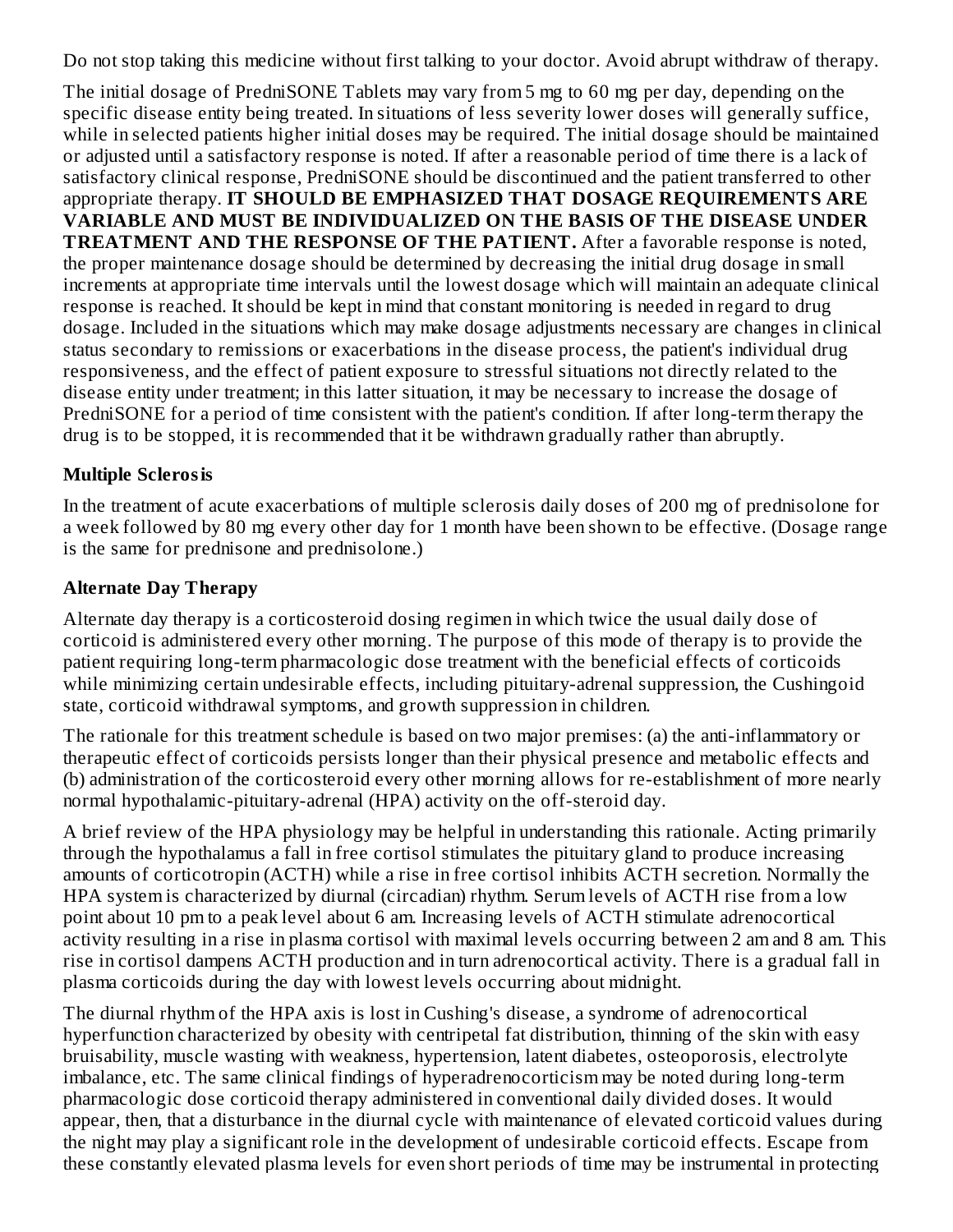Do not stop taking this medicine without first talking to your doctor. Avoid abrupt withdraw of therapy.

The initial dosage of PredniSONE Tablets may vary from 5 mg to 60 mg per day, depending on the specific disease entity being treated. In situations of less severity lower doses will generally suffice, while in selected patients higher initial doses may be required. The initial dosage should be maintained or adjusted until a satisfactory response is noted. If after a reasonable period of time there is a lack of satisfactory clinical response, PredniSONE should be discontinued and the patient transferred to other appropriate therapy. **IT SHOULD BE EMPHASIZED THAT DOSAGE REQUIREMENTS ARE VARIABLE AND MUST BE INDIVIDUALIZED ON THE BASIS OF THE DISEASE UNDER TREATMENT AND THE RESPONSE OF THE PATIENT.** After a favorable response is noted, the proper maintenance dosage should be determined by decreasing the initial drug dosage in small increments at appropriate time intervals until the lowest dosage which will maintain an adequate clinical response is reached. It should be kept in mind that constant monitoring is needed in regard to drug dosage. Included in the situations which may make dosage adjustments necessary are changes in clinical status secondary to remissions or exacerbations in the disease process, the patient's individual drug responsiveness, and the effect of patient exposure to stressful situations not directly related to the disease entity under treatment; in this latter situation, it may be necessary to increase the dosage of PredniSONE for a period of time consistent with the patient's condition. If after long-term therapy the drug is to be stopped, it is recommended that it be withdrawn gradually rather than abruptly.

### Multiple Sclerosis

In the treatment of acute exacerbations of multiple sclerosis daily doses of 200 mg of prednisolone for a week followed by 80 mg every other day for 1 month have been shown to be effective. (Dosage range is the same for prednisone and prednisolone.)

### Alternate Day Therapy

Alternate day therapy is a corticosteroid dosing regimen in which twice the usual daily dose of corticoid is administered every other morning. The purpose of this mode of therapy is to provide the patient requiring long-term pharmacologic dose treatment with the beneficial effects of corticoids while minimizing certain undesirable effects, including pituitary-adrenal suppression, the Cushingoid state, corticoid withdrawal symptoms, and growth suppression in children.

The rationale for this treatment schedule is based on two major premises: (a) the anti-inflammatory or therapeutic effect of corticoids persists longer than their physical presence and metabolic effects and (b) administration of the corticosteroid every other morning allows for re-establishment of more nearly normal hypothalamic-pituitary-adrenal (HPA) activity on the off-steroid day.

A brief review of the HPA physiology may be helpful in understanding this rationale. Acting primarily through the hypothalamus a fall in free cortisol stimulates the pituitary gland to produce increasing amounts of corticotropin (ACTH) while a rise in free cortisol inhibits ACTH secretion. Normally the HPA system is characterized by diurnal (circadian) rhythm. Serum levels of ACTH rise from a low point about 10 pm to a peak level about 6 am. Increasing levels of ACTH stimulate adrenocortical activity resulting in a rise in plasma cortisol with maximal levels occurring between 2 am and 8 am. This rise in cortisol dampens ACTH production and in turn adrenocortical activity. There is a gradual fall in plasma corticoids during the day with lowest levels occurring about midnight.

The diurnal rhythm of the HPA axis is lost in Cushing's disease, a syndrome of adrenocortical hyperfunction characterized by obesity with centripetal fat distribution, thinning of the skin with easy bruisability, muscle wasting with weakness, hypertension, latent diabetes, osteoporosis, electrolyte imbalance, etc. The same clinical findings of hyperadrenocorticism may be noted during long-term pharmacologic dose corticoid therapy administered in conventional daily divided doses. It would appear, then, that a disturbance in the diurnal cycle with maintenance of elevated corticoid values during the night may play a significant role in the development of undesirable corticoid effects. Escape from these constantly elevated plasma levels for even short periods of time may be instrumental in protecting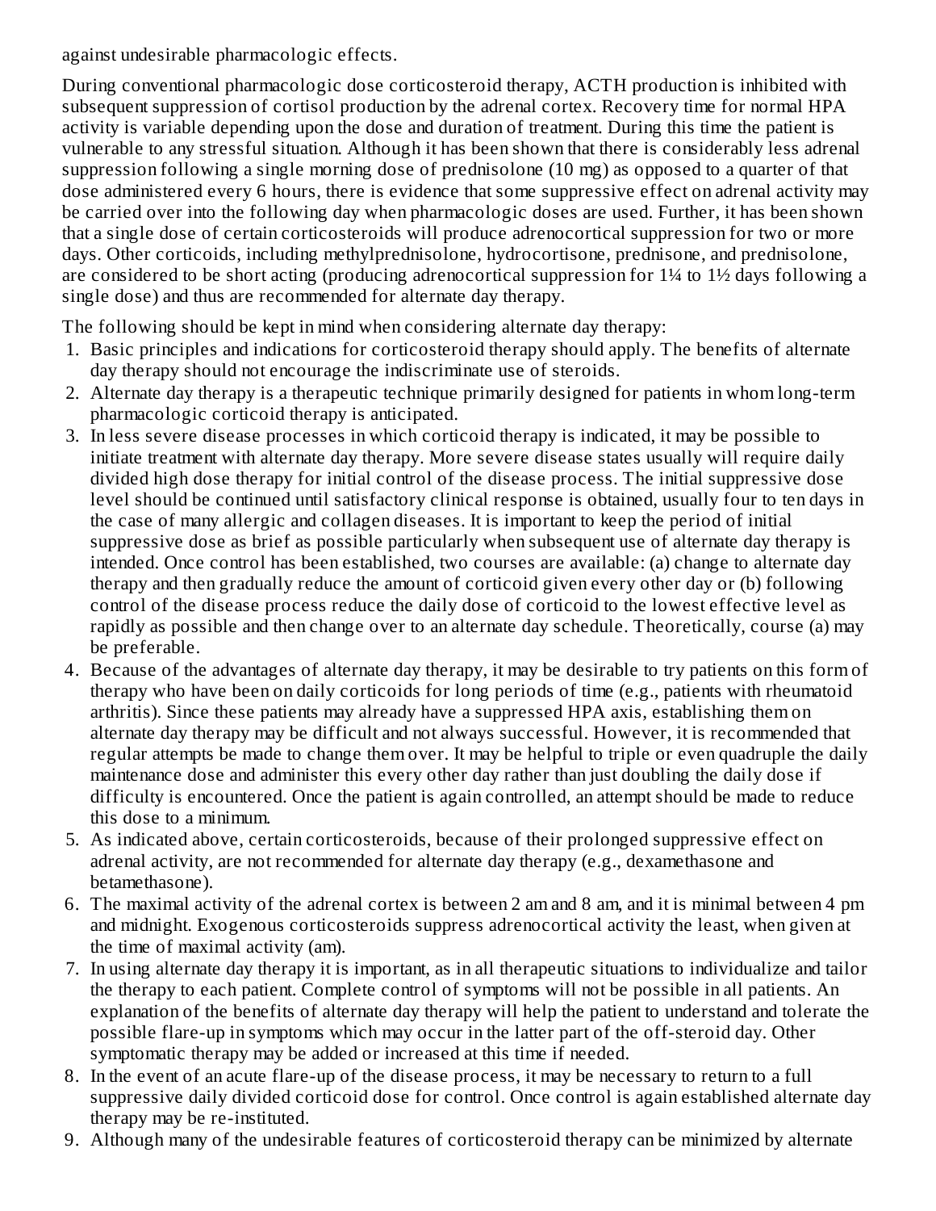against undesirable pharmacologic effects.

During conventional pharmacologic dose corticosteroid therapy, ACTH production is inhibited with subsequent suppression of cortisol production by the adrenal cortex. Recovery time for normal HPA activity is variable depending upon the dose and duration of treatment. During this time the patient is vulnerable to any stressful situation. Although it has been shown that there is considerably less adrenal suppression following a single morning dose of prednisolone (10 mg) as opposed to a quarter of that dose administered every 6 hours, there is evidence that some suppressive effect on adrenal activity may be carried over into the following day when pharmacologic doses are used. Further, it has been shown that a single dose of certain corticosteroids will produce adrenocortical suppression for two or more days. Other corticoids, including methylprednisolone, hydrocortisone, prednisone, and prednisolone, are considered to be short acting (producing adrenocortical suppression for 1¼ to 1½ days following a single dose) and thus are recommended for alternate day therapy.

The following should be kept in mind when considering alternate day therapy:

1. Basic principles and indications for corticosteroid therapy should apply. The benefits of alternate day therapy should not encourage the indiscriminate use of steroids.
2. Alternate day therapy is a therapeutic technique primarily designed for patients in whom long-term pharmacologic corticoid therapy is anticipated.
3. In less severe disease processes in which corticoid therapy is indicated, it may be possible to initiate treatment with alternate day therapy. More severe disease states usually will require daily divided high dose therapy for initial control of the disease process. The initial suppressive dose level should be continued until satisfactory clinical response is obtained, usually four to ten days in the case of many allergic and collagen diseases. It is important to keep the period of initial suppressive dose as brief as possible particularly when subsequent use of alternate day therapy is intended. Once control has been established, two courses are available: (a) change to alternate day therapy and then gradually reduce the amount of corticoid given every other day or (b) following control of the disease process reduce the daily dose of corticoid to the lowest effective level as rapidly as possible and then change over to an alternate day schedule. Theoretically, course (a) may be preferable.
4. Because of the advantages of alternate day therapy, it may be desirable to try patients on this form of therapy who have been on daily corticoids for long periods of time (e.g., patients with rheumatoid arthritis). Since these patients may already have a suppressed HPA axis, establishing them on alternate day therapy may be difficult and not always successful. However, it is recommended that regular attempts be made to change them over. It may be helpful to triple or even quadruple the daily maintenance dose and administer this every other day rather than just doubling the daily dose if difficulty is encountered. Once the patient is again controlled, an attempt should be made to reduce this dose to a minimum.
5. As indicated above, certain corticosteroids, because of their prolonged suppressive effect on adrenal activity, are not recommended for alternate day therapy (e.g., dexamethasone and betamethasone).
6. The maximal activity of the adrenal cortex is between 2 am and 8 am, and it is minimal between 4 pm and midnight. Exogenous corticosteroids suppress adrenocortical activity the least, when given at the time of maximal activity (am).
7. In using alternate day therapy it is important, as in all therapeutic situations to individualize and tailor the therapy to each patient. Complete control of symptoms will not be possible in all patients. An explanation of the benefits of alternate day therapy will help the patient to understand and tolerate the possible flare-up in symptoms which may occur in the latter part of the off-steroid day. Other symptomatic therapy may be added or increased at this time if needed.
8. In the event of an acute flare-up of the disease process, it may be necessary to return to a full suppressive daily divided corticoid dose for control. Once control is again established alternate day therapy may be re-instituted.
9. Although many of the undesirable features of corticosteroid therapy can be minimized by alternate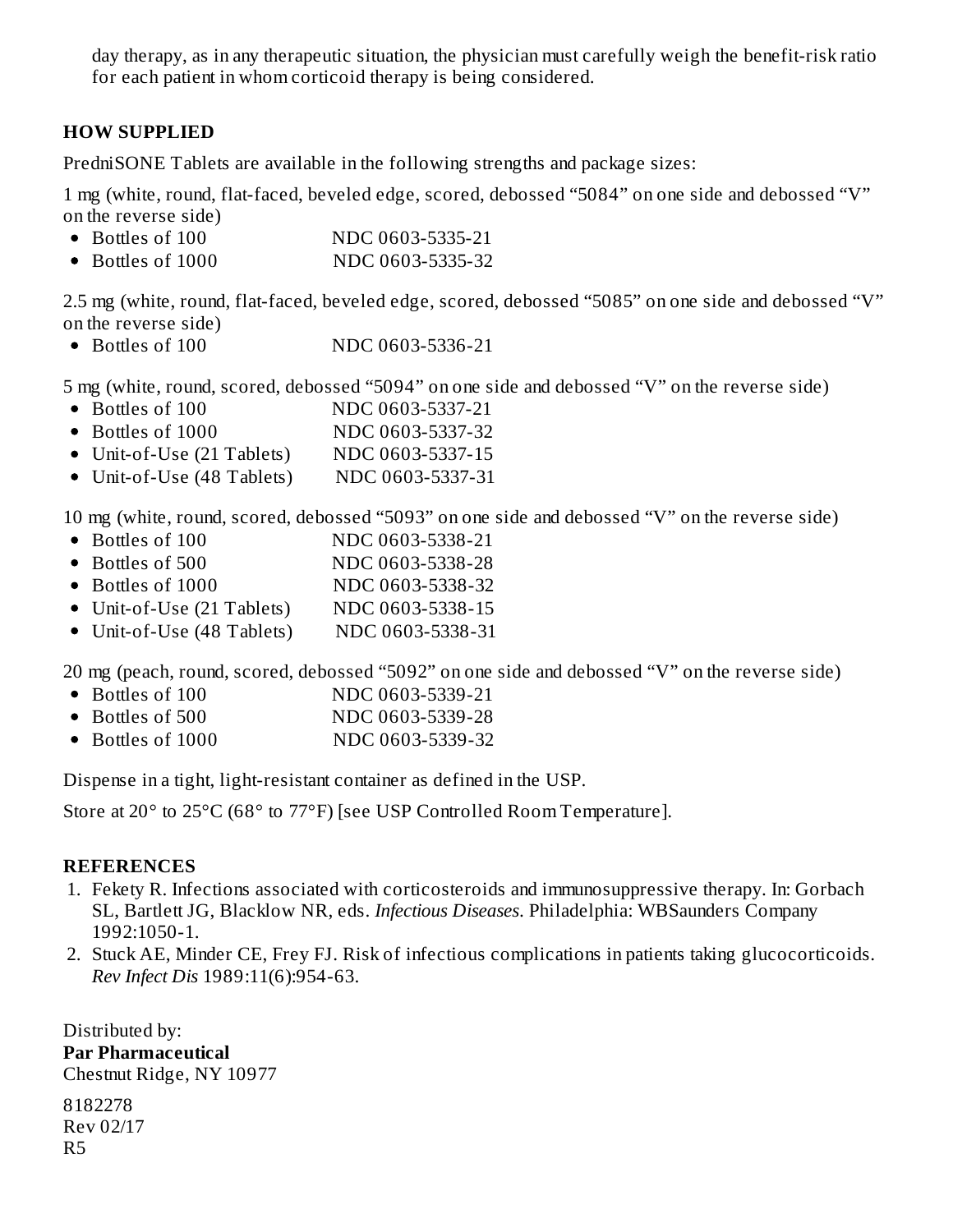day therapy, as in any therapeutic situation, the physician must carefully weigh the benefit-risk ratio for each patient in whom corticoid therapy is being considered.

## HOW SUPPLIED

PredniSONE Tablets are available in the following strengths and package sizes:

1 mg (white, round, flat-faced, beveled edge, scored, debossed “5084” on one side and debossed “V” on the reverse side)

- Bottles of 100 NDC 0603-5335-21
- Bottles of 1000 NDC 0603-5335-32

2.5 mg (white, round, flat-faced, beveled edge, scored, debossed “5085” on one side and debossed “V” on the reverse side)

- Bottles of 100 NDC 0603-5336-21

5 mg (white, round, scored, debossed “5094” on one side and debossed “V” on the reverse side)

- Bottles of 100 NDC 0603-5337-21
- Bottles of 1000 NDC 0603-5337-32
- Unit-of-Use (21 Tablets) NDC 0603-5337-15
- Unit-of-Use (48 Tablets) NDC 0603-5337-31

10 mg (white, round, scored, debossed “5093” on one side and debossed “V” on the reverse side)

- Bottles of 100 NDC 0603-5338-21
- Bottles of 500 NDC 0603-5338-28
- Bottles of 1000 NDC 0603-5338-32
- Unit-of-Use (21 Tablets) NDC 0603-5338-15
- Unit-of-Use (48 Tablets) NDC 0603-5338-31

20 mg (peach, round, scored, debossed “5092” on one side and debossed “V” on the reverse side)

- Bottles of 100 NDC 0603-5339-21
- Bottles of 500 NDC 0603-5339-28
- Bottles of 1000 NDC 0603-5339-32

Dispense in a tight, light-resistant container as defined in the USP.

Store at 20° to 25°C (68° to 77°F) [see USP Controlled Room Temperature].

## REFERENCES

1. Fekety R. Infections associated with corticosteroids and immunosuppressive therapy. In: Gorbach SL, Bartlett JG, Blacklow NR, eds. *Infectious Diseases*. Philadelphia: WBSaunders Company 1992:1050-1.
2. Stuck AE, Minder CE, Frey FJ. Risk of infectious complications in patients taking glucocorticoids. *Rev Infect Dis* 1989:11(6):954-63.

Distributed by:
**Par Pharmaceutical**
Chestnut Ridge, NY 10977

8182278
Rev 02/17
R5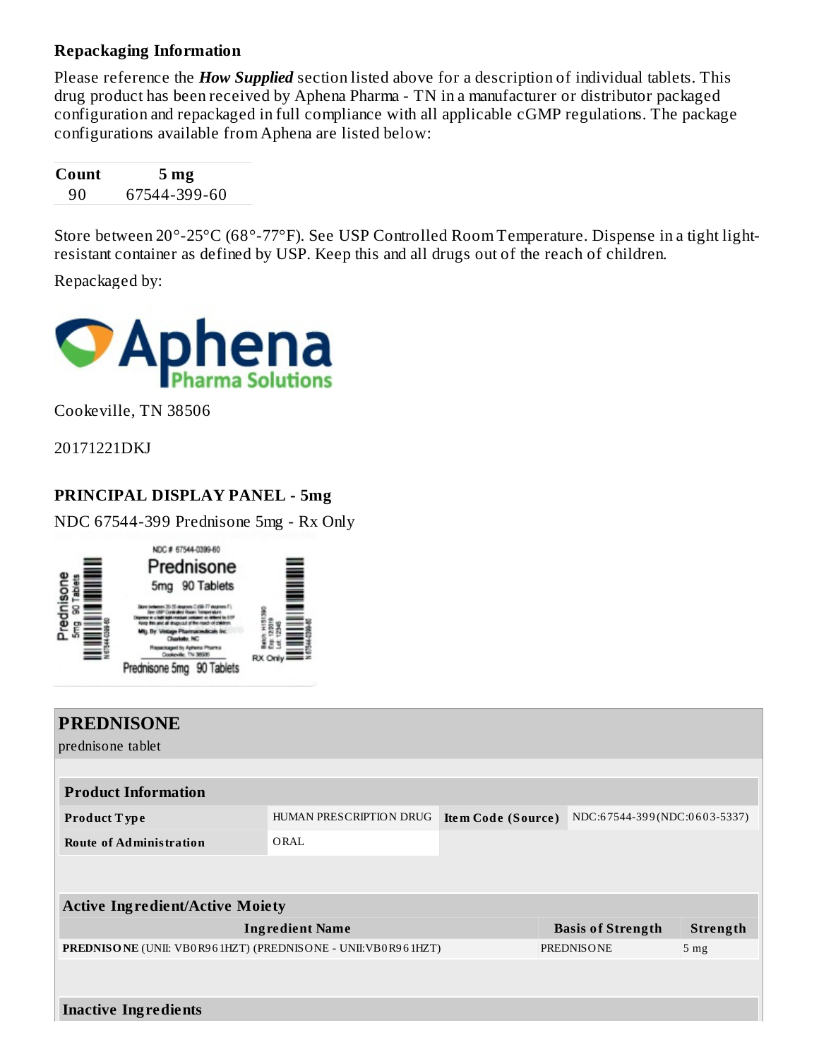### Repackaging Information

Please reference the ***How Supplied*** section listed above for a description of individual tablets. This drug product has been received by Aphena Pharma - TN in a manufacturer or distributor packaged configuration and repackaged in full compliance with all applicable cGMP regulations. The package configurations available from Aphena are listed below:

| Count | 5 mg |
|---|---|
| 90 | 67544-399-60 |

Store between 20°-25°C (68°-77°F). See USP Controlled Room Temperature. Dispense in a tight light-resistant container as defined by USP. Keep this and all drugs out of the reach of children.

Repackaged by:

Aphena Pharma Solutions

Cookeville, TN 38506

20171221DKJ

### PRINCIPAL DISPLAY PANEL - 5mg

NDC 67544-399 Prednisone 5mg - Rx Only

| PREDNISONE | | | |
|---|---|---|---|
| prednisone tablet | | | |

| Product Information | | | |
|---|---|---|---|
| **Product Type** | HUMAN PRESCRIPTION DRUG | **Item Code (Source)** | NDC:67544-399(NDC:0603-5337) |
| **Route of Administration** | ORAL | | |

| Active Ingredient/Active Moiety | | |
|---|---|---|
| **Ingredient Name** | **Basis of Strength** | **Strength** |
| **PREDNISONE** (UNII: VB0R961HZT) (PREDNISONE - UNII:VB0R961HZT) | PREDNISONE | 5 mg |

**Inactive Ingredients**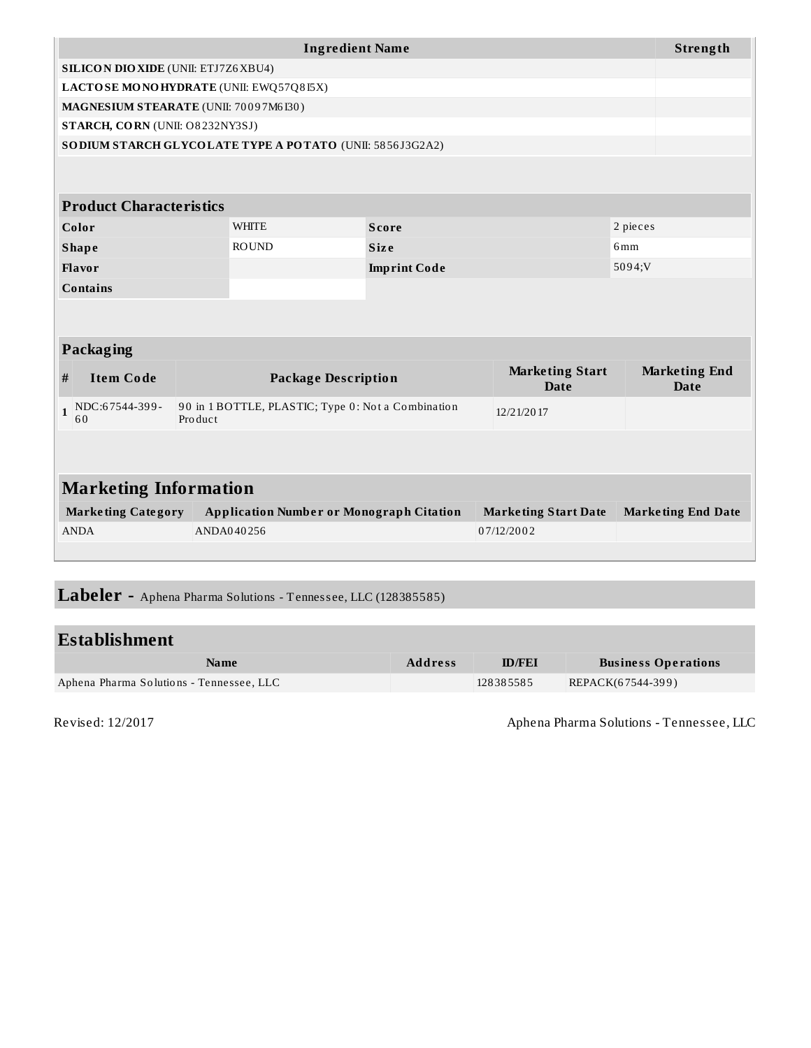| Ingredient Name | Strength |
| --- | --- |
| **SILICON DIOXIDE** (UNII: ETJ7Z6XBU4) | |
| **LACTOSE MONOHYDRATE** (UNII: EWQ57Q8I5X) | |
| **MAGNESIUM STEARATE** (UNII: 70097M6I30) | |
| **STARCH, CORN** (UNII: O8232NY3SJ) | |
| **SODIUM STARCH GLYCOLATE TYPE A POTATO** (UNII: 5856J3G2A2) | |

## Product Characteristics

| | | | |
| --- | --- | --- | --- |
| **Color** | WHITE | **Score** | 2 pieces |
| **Shape** | ROUND | **Size** | 6mm |
| **Flavor** | | **Imprint Code** | 5094;V |
| **Contains** | | | |

## Packaging

| # | Item Code | Package Description | Marketing Start Date | Marketing End Date |
| --- | --- | --- | --- | --- |
| 1 | NDC:67544-399-60 | 90 in 1 BOTTLE, PLASTIC; Type 0: Not a Combination Product | 12/21/2017 | |

## Marketing Information

| Marketing Category | Application Number or Monograph Citation | Marketing Start Date | Marketing End Date |
| --- | --- | --- | --- |
| ANDA | ANDA040256 | 07/12/2002 | |

## Labeler - Aphena Pharma Solutions - Tennessee, LLC (128385585)

## Establishment

| Name | Address | ID/FEI | Business Operations |
| --- | --- | --- | --- |
| Aphena Pharma Solutions - Tennessee, LLC | | 128385585 | REPACK(67544-399) |

Revised: 12/2017

Aphena Pharma Solutions - Tennessee, LLC